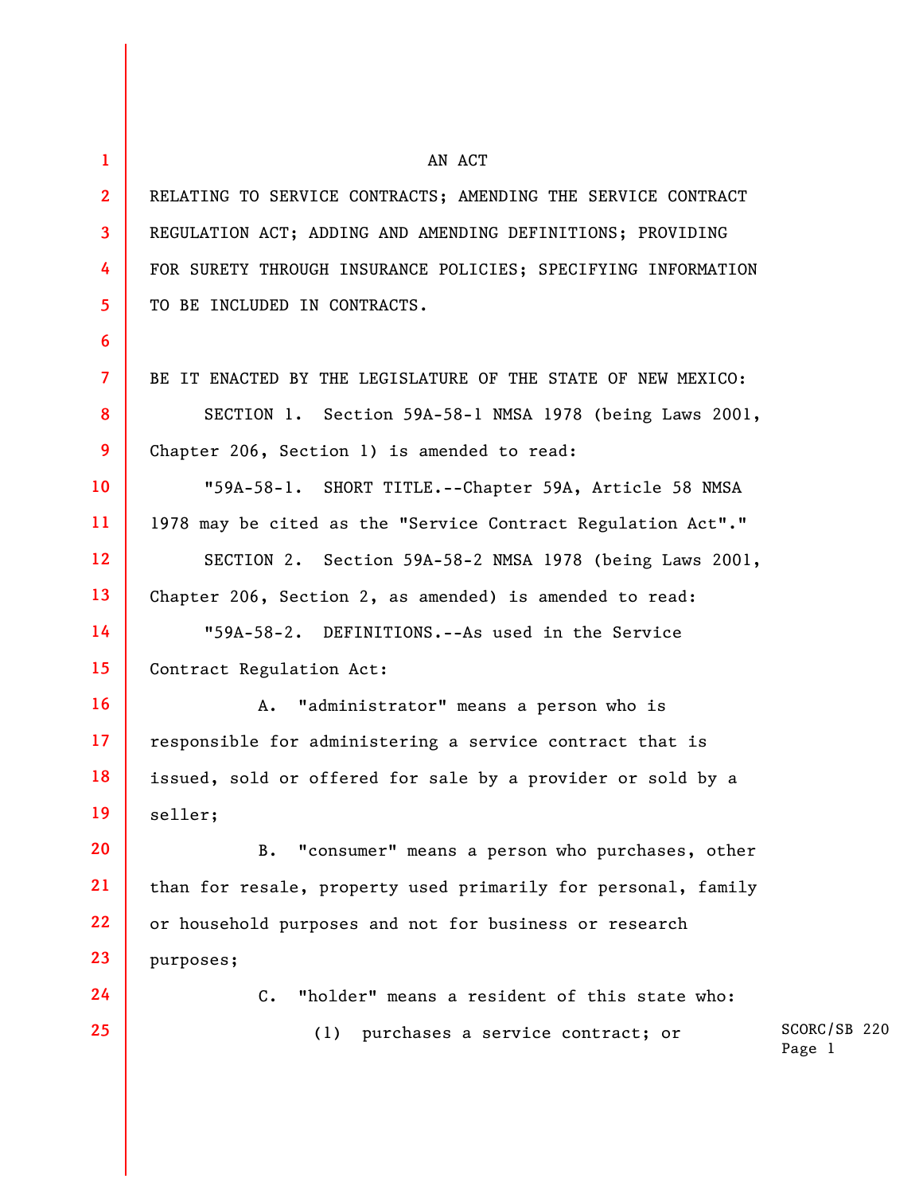AN ACT

RELATING TO SERVICE CONTRACTS; AMENDING THE SERVICE CONTRACT REGULATION ACT; ADDING AND AMENDING DEFINITIONS; PROVIDING FOR SURETY THROUGH INSURANCE POLICIES; SPECIFYING INFORMATION TO BE INCLUDED IN CONTRACTS.

BE IT ENACTED BY THE LEGISLATURE OF THE STATE OF NEW MEXICO:

SECTION 1. Section 59A-58-1 NMSA 1978 (being Laws 2001, Chapter 206, Section 1) is amended to read:

"59A-58-1. SHORT TITLE.--Chapter 59A, Article 58 NMSA 1978 may be cited as the "Service Contract Regulation Act"."

SECTION 2. Section 59A-58-2 NMSA 1978 (being Laws 2001, Chapter 206, Section 2, as amended) is amended to read:

"59A-58-2. DEFINITIONS.--As used in the Service Contract Regulation Act:

A. "administrator" means a person who is responsible for administering a service contract that is issued, sold or offered for sale by a provider or sold by a seller;

B. "consumer" means a person who purchases, other than for resale, property used primarily for personal, family or household purposes and not for business or research purposes;

C. "holder" means a resident of this state who:

(1) purchases a service contract; or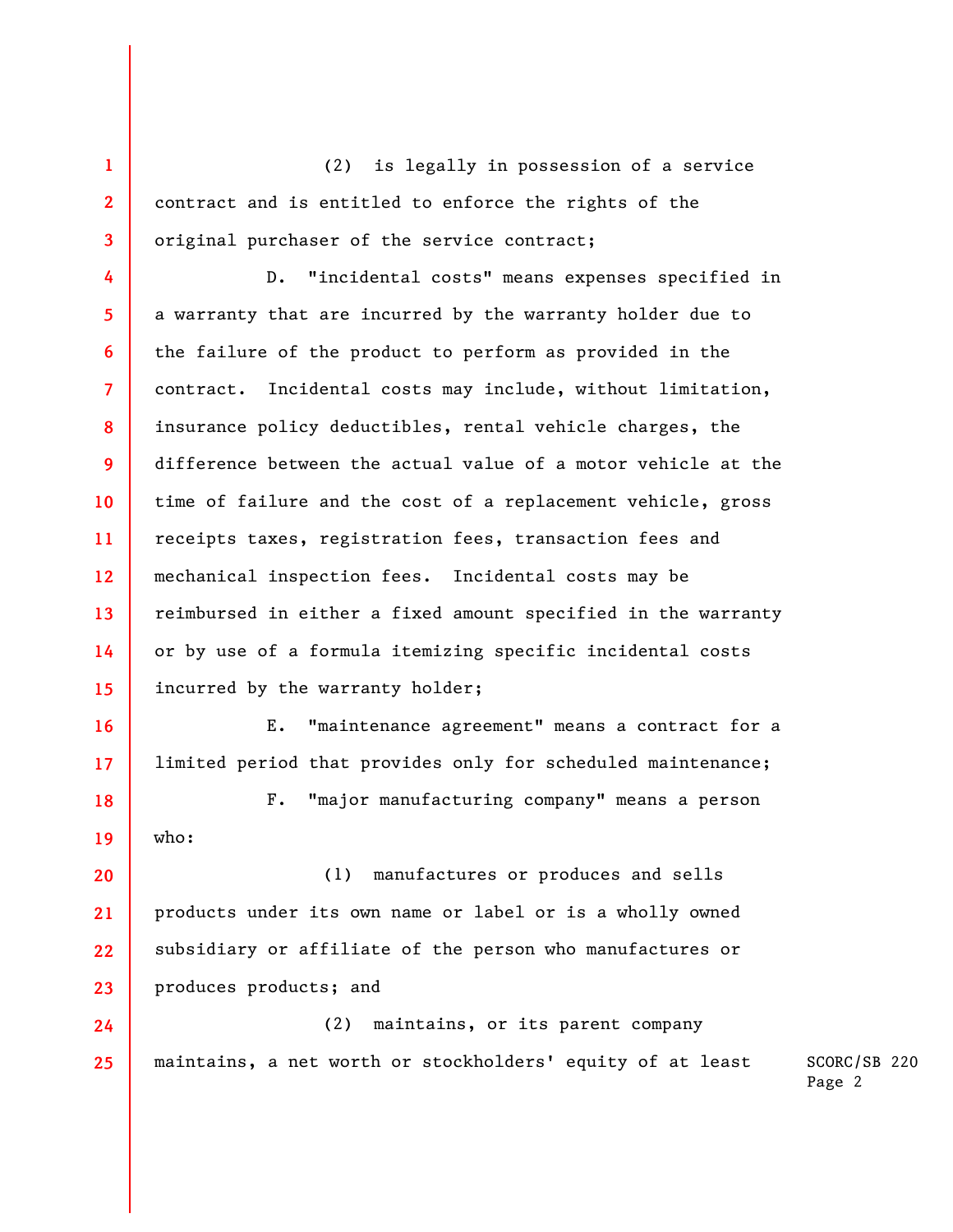(2) is legally in possession of a service contract and is entitled to enforce the rights of the original purchaser of the service contract;

D. "incidental costs" means expenses specified in a warranty that are incurred by the warranty holder due to the failure of the product to perform as provided in the contract. Incidental costs may include, without limitation, insurance policy deductibles, rental vehicle charges, the difference between the actual value of a motor vehicle at the time of failure and the cost of a replacement vehicle, gross receipts taxes, registration fees, transaction fees and mechanical inspection fees. Incidental costs may be reimbursed in either a fixed amount specified in the warranty or by use of a formula itemizing specific incidental costs incurred by the warranty holder;

E. "maintenance agreement" means a contract for a limited period that provides only for scheduled maintenance;

F. "major manufacturing company" means a person who:

(1) manufactures or produces and sells products under its own name or label or is a wholly owned subsidiary or affiliate of the person who manufactures or produces products; and

(2) maintains, or its parent company maintains, a net worth or stockholders' equity of at least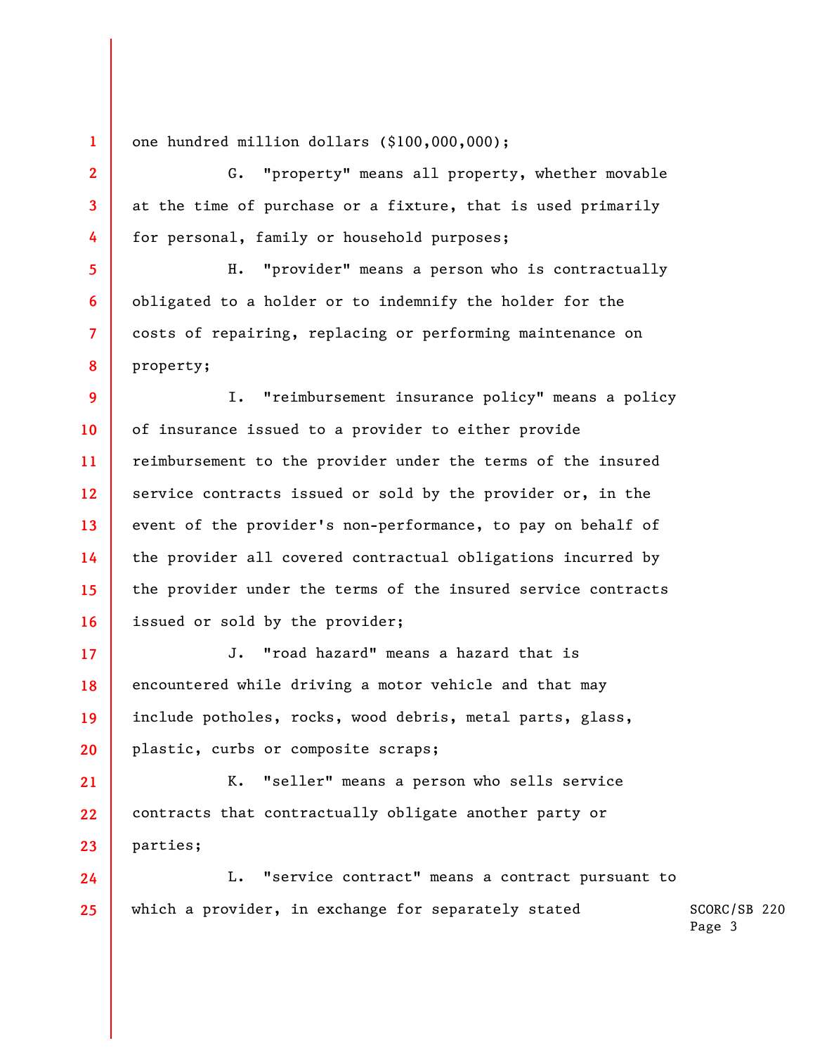one hundred million dollars ($100,000,000);

G. "property" means all property, whether movable at the time of purchase or a fixture, that is used primarily for personal, family or household purposes;

H. "provider" means a person who is contractually obligated to a holder or to indemnify the holder for the costs of repairing, replacing or performing maintenance on property;

I. "reimbursement insurance policy" means a policy of insurance issued to a provider to either provide reimbursement to the provider under the terms of the insured service contracts issued or sold by the provider or, in the event of the provider's non-performance, to pay on behalf of the provider all covered contractual obligations incurred by the provider under the terms of the insured service contracts issued or sold by the provider;

J. "road hazard" means a hazard that is encountered while driving a motor vehicle and that may include potholes, rocks, wood debris, metal parts, glass, plastic, curbs or composite scraps;

K. "seller" means a person who sells service contracts that contractually obligate another party or parties;

L. "service contract" means a contract pursuant to which a provider, in exchange for separately stated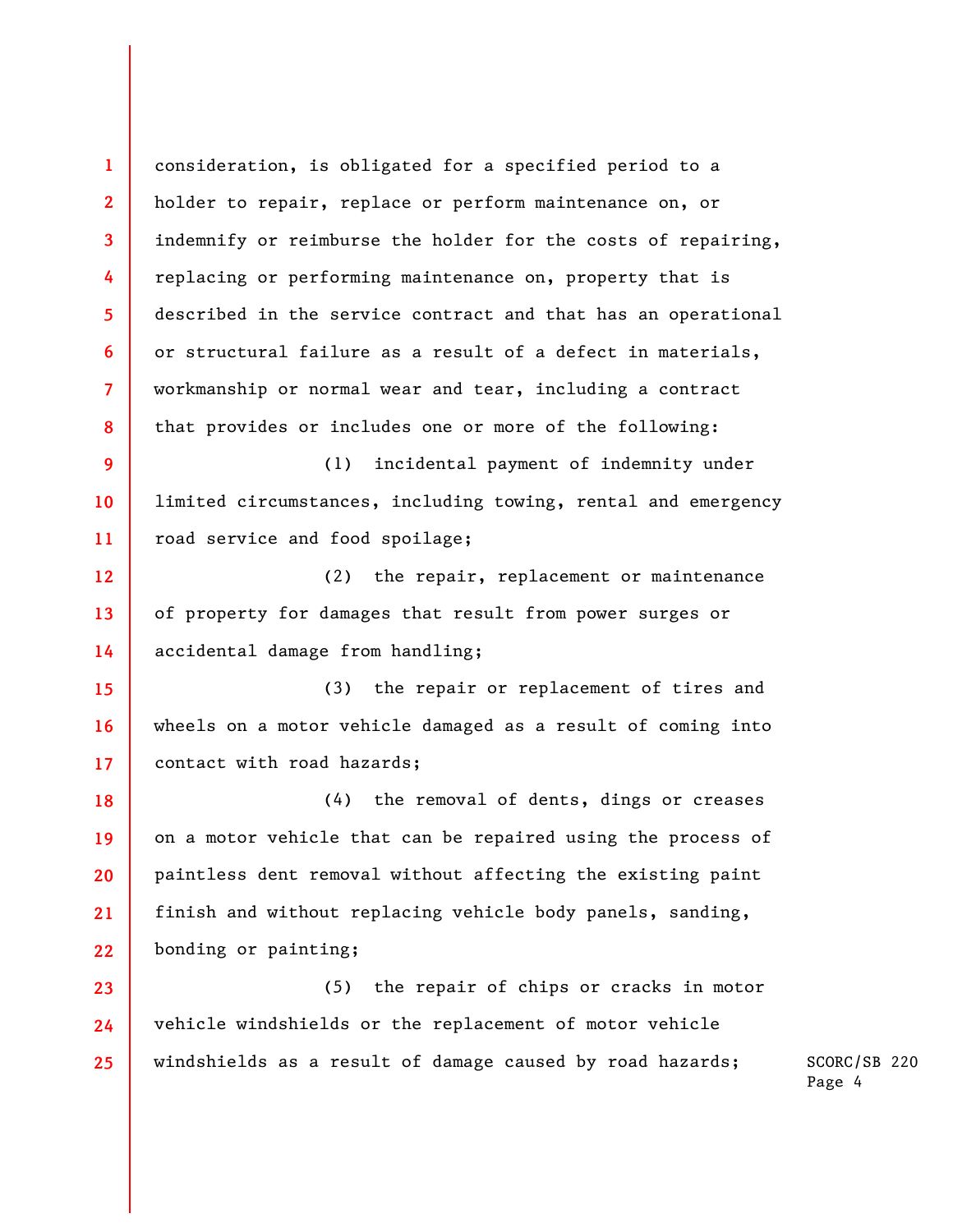consideration, is obligated for a specified period to a holder to repair, replace or perform maintenance on, or indemnify or reimburse the holder for the costs of repairing, replacing or performing maintenance on, property that is described in the service contract and that has an operational or structural failure as a result of a defect in materials, workmanship or normal wear and tear, including a contract that provides or includes one or more of the following:

(1) incidental payment of indemnity under limited circumstances, including towing, rental and emergency road service and food spoilage;

(2) the repair, replacement or maintenance of property for damages that result from power surges or accidental damage from handling;

(3) the repair or replacement of tires and wheels on a motor vehicle damaged as a result of coming into contact with road hazards;

(4) the removal of dents, dings or creases on a motor vehicle that can be repaired using the process of paintless dent removal without affecting the existing paint finish and without replacing vehicle body panels, sanding, bonding or painting;

(5) the repair of chips or cracks in motor vehicle windshields or the replacement of motor vehicle windshields as a result of damage caused by road hazards;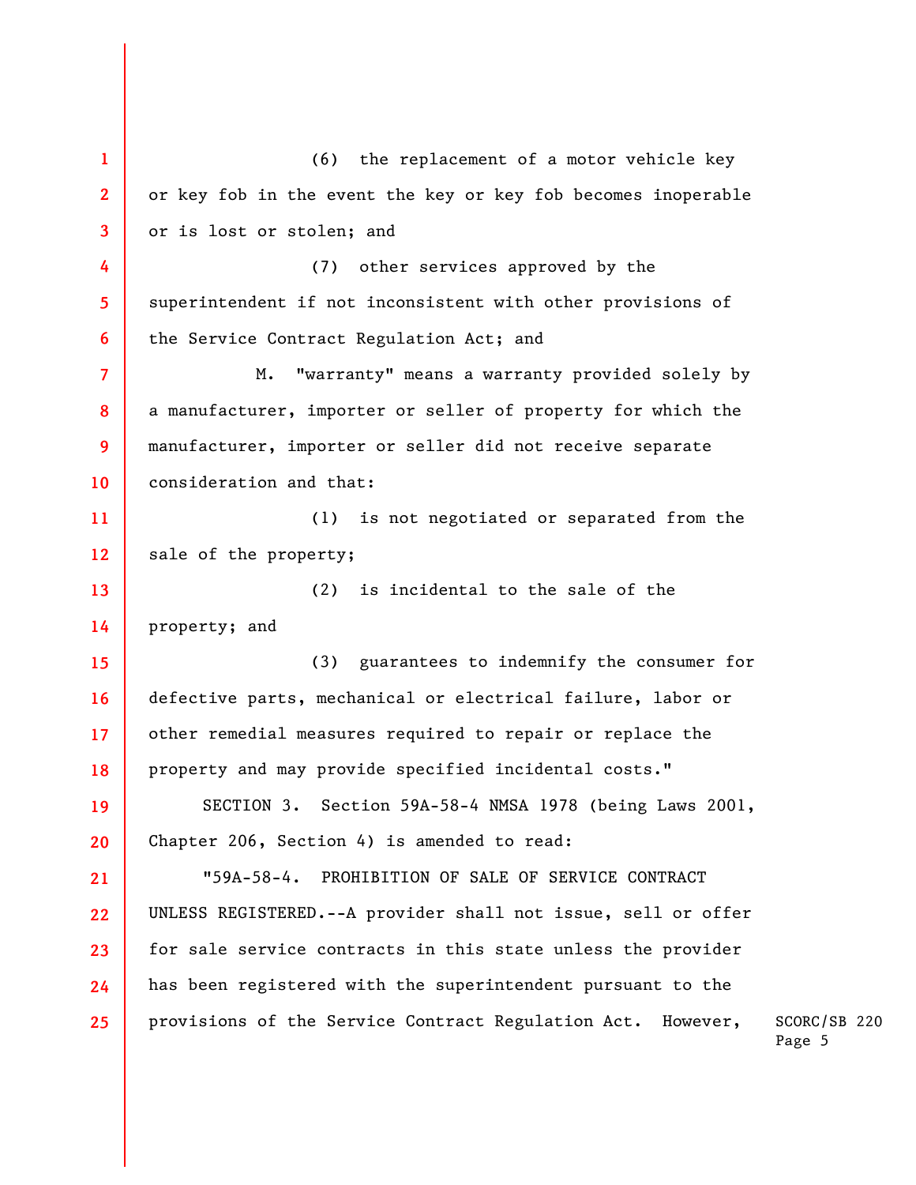(6) the replacement of a motor vehicle key or key fob in the event the key or key fob becomes inoperable or is lost or stolen; and

(7) other services approved by the superintendent if not inconsistent with other provisions of the Service Contract Regulation Act; and

M. "warranty" means a warranty provided solely by a manufacturer, importer or seller of property for which the manufacturer, importer or seller did not receive separate consideration and that:

(1) is not negotiated or separated from the sale of the property;

(2) is incidental to the sale of the property; and

(3) guarantees to indemnify the consumer for defective parts, mechanical or electrical failure, labor or other remedial measures required to repair or replace the property and may provide specified incidental costs."

SECTION 3. Section 59A-58-4 NMSA 1978 (being Laws 2001, Chapter 206, Section 4) is amended to read:

"59A-58-4. PROHIBITION OF SALE OF SERVICE CONTRACT UNLESS REGISTERED.--A provider shall not issue, sell or offer for sale service contracts in this state unless the provider has been registered with the superintendent pursuant to the provisions of the Service Contract Regulation Act. However,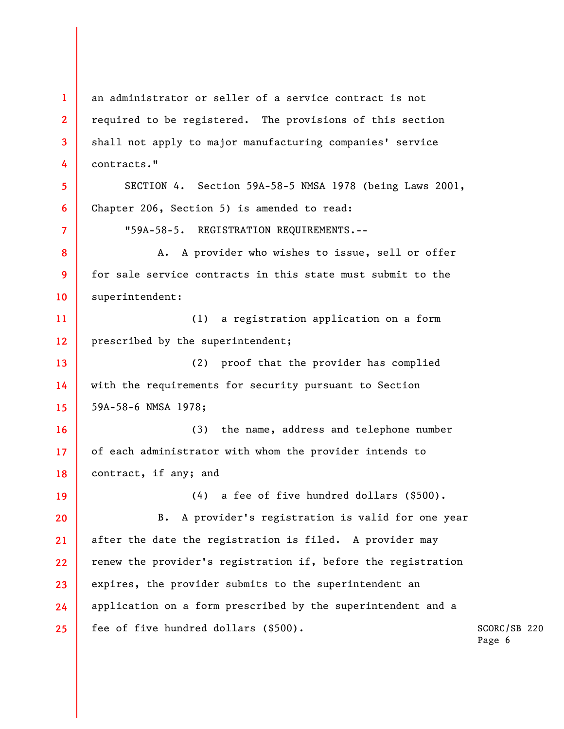an administrator or seller of a service contract is not required to be registered. The provisions of this section shall not apply to major manufacturing companies' service contracts."

SECTION 4. Section 59A-58-5 NMSA 1978 (being Laws 2001, Chapter 206, Section 5) is amended to read:

"59A-58-5. REGISTRATION REQUIREMENTS.--

A. A provider who wishes to issue, sell or offer for sale service contracts in this state must submit to the superintendent:

(1) a registration application on a form prescribed by the superintendent;

(2) proof that the provider has complied with the requirements for security pursuant to Section 59A-58-6 NMSA 1978;

(3) the name, address and telephone number of each administrator with whom the provider intends to contract, if any; and

(4) a fee of five hundred dollars ($500).

B. A provider's registration is valid for one year after the date the registration is filed. A provider may renew the provider's registration if, before the registration expires, the provider submits to the superintendent an application on a form prescribed by the superintendent and a fee of five hundred dollars ($500).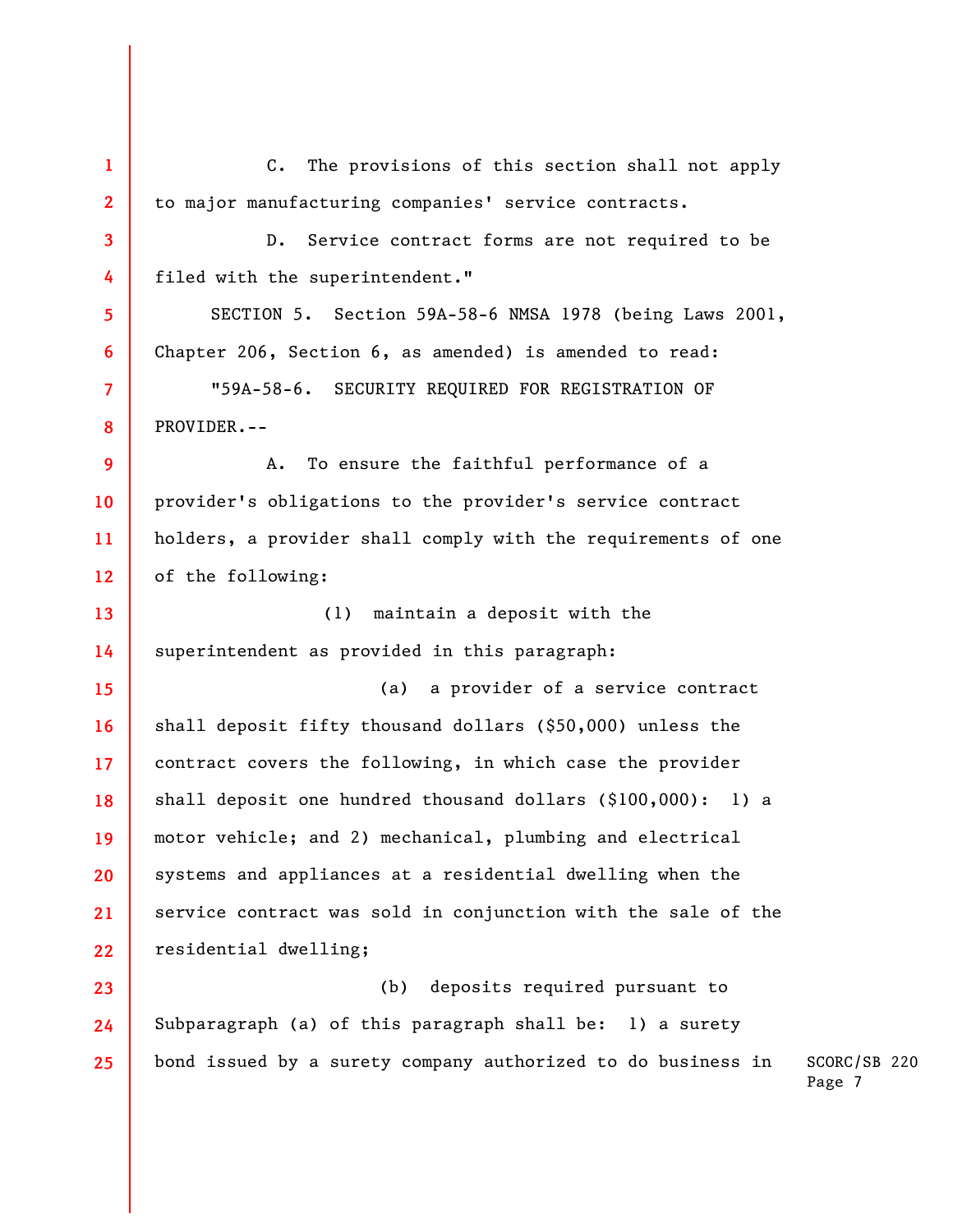C. The provisions of this section shall not apply to major manufacturing companies' service contracts.

D. Service contract forms are not required to be filed with the superintendent."

SECTION 5. Section 59A-58-6 NMSA 1978 (being Laws 2001, Chapter 206, Section 6, as amended) is amended to read:

"59A-58-6. SECURITY REQUIRED FOR REGISTRATION OF PROVIDER.--

A. To ensure the faithful performance of a provider's obligations to the provider's service contract holders, a provider shall comply with the requirements of one of the following:

(1) maintain a deposit with the superintendent as provided in this paragraph:

(a) a provider of a service contract shall deposit fifty thousand dollars ($50,000) unless the contract covers the following, in which case the provider shall deposit one hundred thousand dollars ($100,000): 1) a motor vehicle; and 2) mechanical, plumbing and electrical systems and appliances at a residential dwelling when the service contract was sold in conjunction with the sale of the residential dwelling;

(b) deposits required pursuant to Subparagraph (a) of this paragraph shall be: 1) a surety bond issued by a surety company authorized to do business in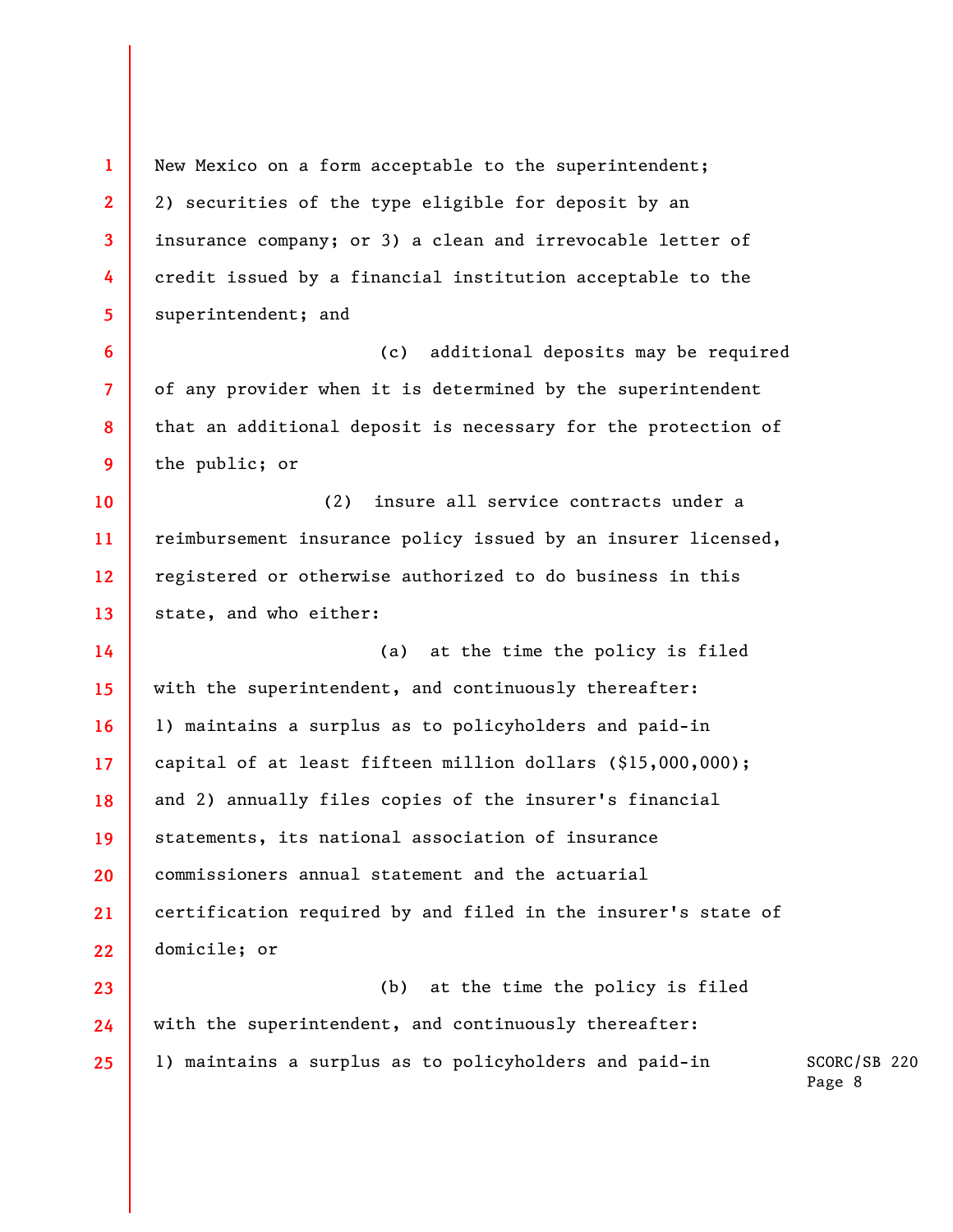New Mexico on a form acceptable to the superintendent; 2) securities of the type eligible for deposit by an insurance company; or 3) a clean and irrevocable letter of credit issued by a financial institution acceptable to the superintendent; and

(c) additional deposits may be required of any provider when it is determined by the superintendent that an additional deposit is necessary for the protection of the public; or

(2) insure all service contracts under a reimbursement insurance policy issued by an insurer licensed, registered or otherwise authorized to do business in this state, and who either:

(a) at the time the policy is filed with the superintendent, and continuously thereafter: 1) maintains a surplus as to policyholders and paid-in capital of at least fifteen million dollars ($15,000,000); and 2) annually files copies of the insurer's financial statements, its national association of insurance commissioners annual statement and the actuarial certification required by and filed in the insurer's state of domicile; or

(b) at the time the policy is filed with the superintendent, and continuously thereafter: 1) maintains a surplus as to policyholders and paid-in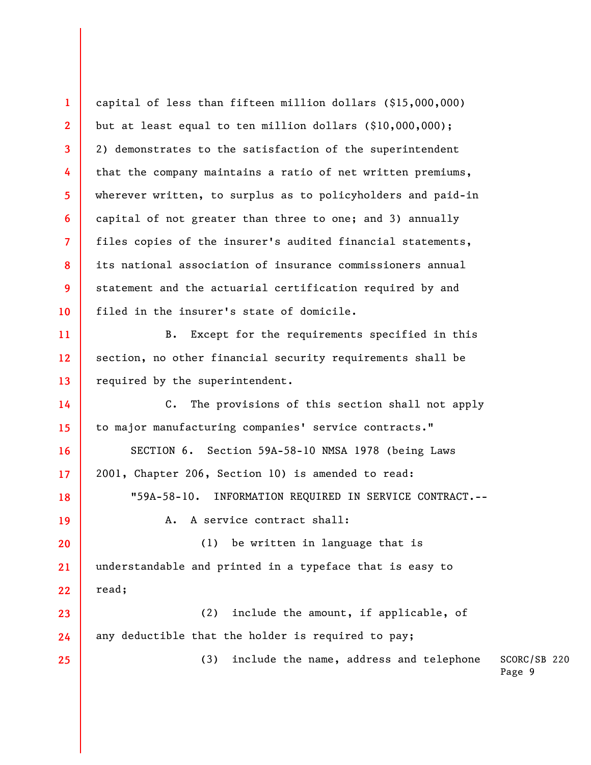capital of less than fifteen million dollars ($15,000,000) but at least equal to ten million dollars ($10,000,000); 2) demonstrates to the satisfaction of the superintendent that the company maintains a ratio of net written premiums, wherever written, to surplus as to policyholders and paid-in capital of not greater than three to one; and 3) annually files copies of the insurer's audited financial statements, its national association of insurance commissioners annual statement and the actuarial certification required by and filed in the insurer's state of domicile.

B. Except for the requirements specified in this section, no other financial security requirements shall be required by the superintendent.

C. The provisions of this section shall not apply to major manufacturing companies' service contracts."

SECTION 6. Section 59A-58-10 NMSA 1978 (being Laws 2001, Chapter 206, Section 10) is amended to read:

"59A-58-10. INFORMATION REQUIRED IN SERVICE CONTRACT.--

A. A service contract shall:

(1) be written in language that is understandable and printed in a typeface that is easy to read;

(2) include the amount, if applicable, of any deductible that the holder is required to pay;

(3) include the name, address and telephone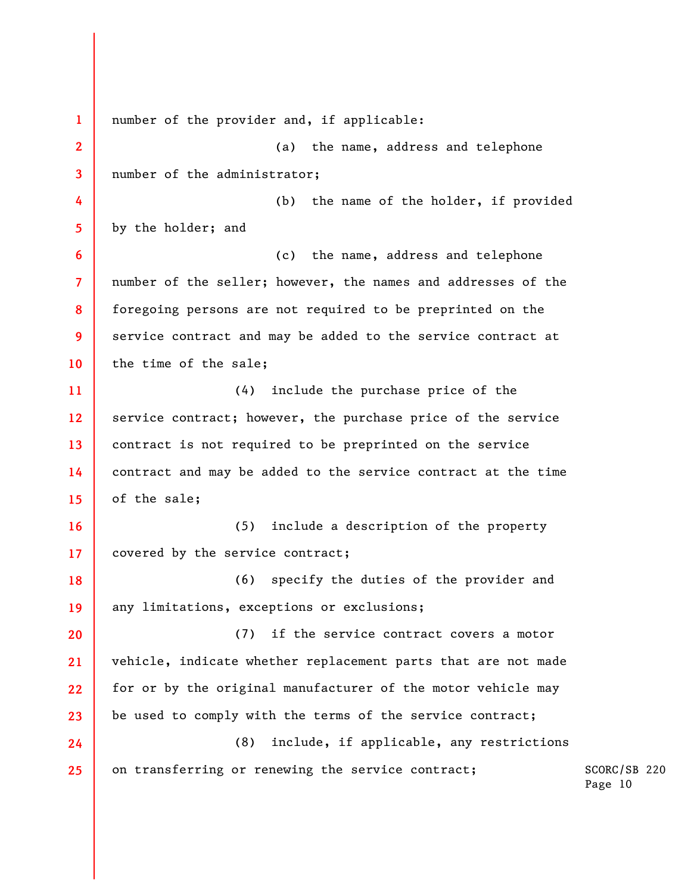number of the provider and, if applicable:

(a) the name, address and telephone number of the administrator;

(b) the name of the holder, if provided by the holder; and

(c) the name, address and telephone number of the seller; however, the names and addresses of the foregoing persons are not required to be preprinted on the service contract and may be added to the service contract at the time of the sale;

(4) include the purchase price of the service contract; however, the purchase price of the service contract is not required to be preprinted on the service contract and may be added to the service contract at the time of the sale;

(5) include a description of the property covered by the service contract;

(6) specify the duties of the provider and any limitations, exceptions or exclusions;

(7) if the service contract covers a motor vehicle, indicate whether replacement parts that are not made for or by the original manufacturer of the motor vehicle may be used to comply with the terms of the service contract;

(8) include, if applicable, any restrictions on transferring or renewing the service contract;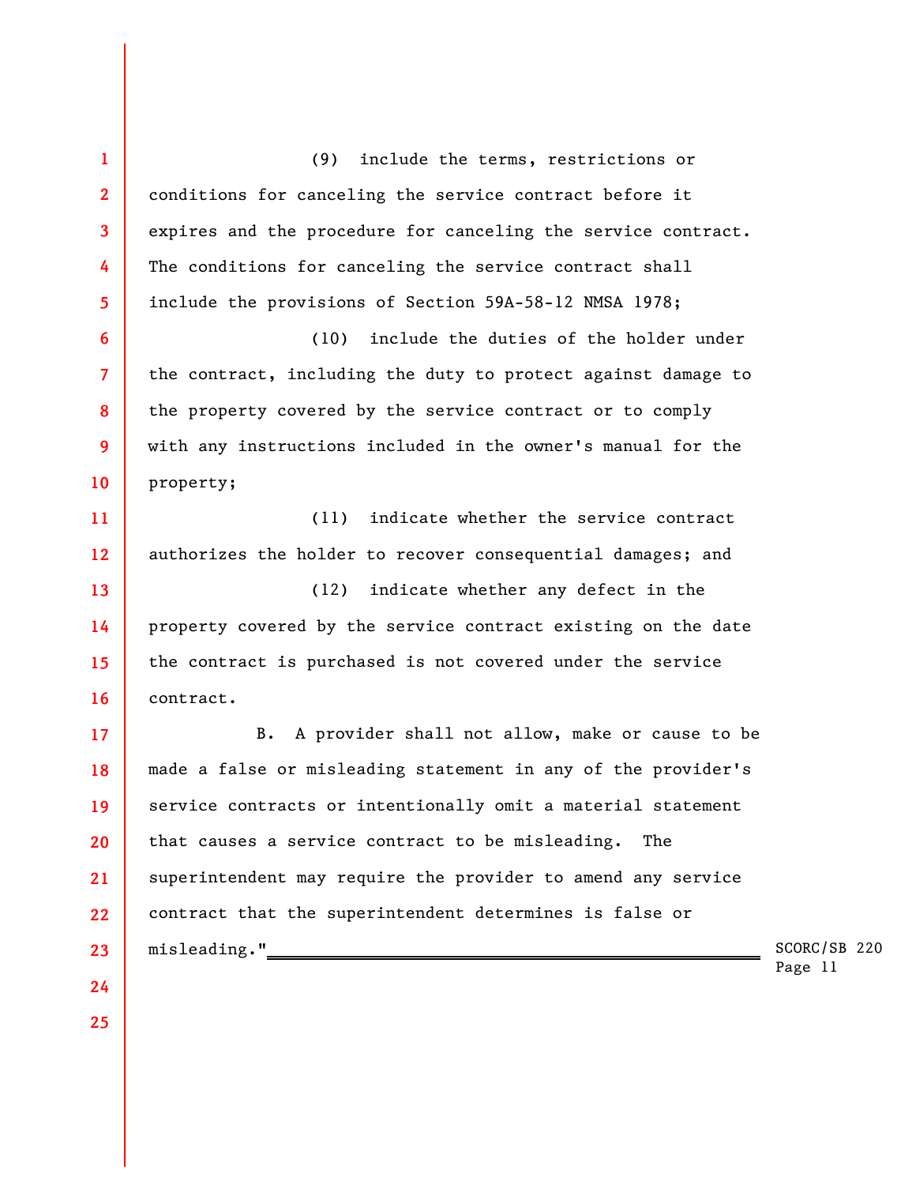(9) include the terms, restrictions or conditions for canceling the service contract before it expires and the procedure for canceling the service contract. The conditions for canceling the service contract shall include the provisions of Section 59A-58-12 NMSA 1978;

(10) include the duties of the holder under the contract, including the duty to protect against damage to the property covered by the service contract or to comply with any instructions included in the owner's manual for the property;

(11) indicate whether the service contract authorizes the holder to recover consequential damages; and

(12) indicate whether any defect in the property covered by the service contract existing on the date the contract is purchased is not covered under the service contract.

B. A provider shall not allow, make or cause to be made a false or misleading statement in any of the provider's service contracts or intentionally omit a material statement that causes a service contract to be misleading. The superintendent may require the provider to amend any service contract that the superintendent determines is false or misleading."